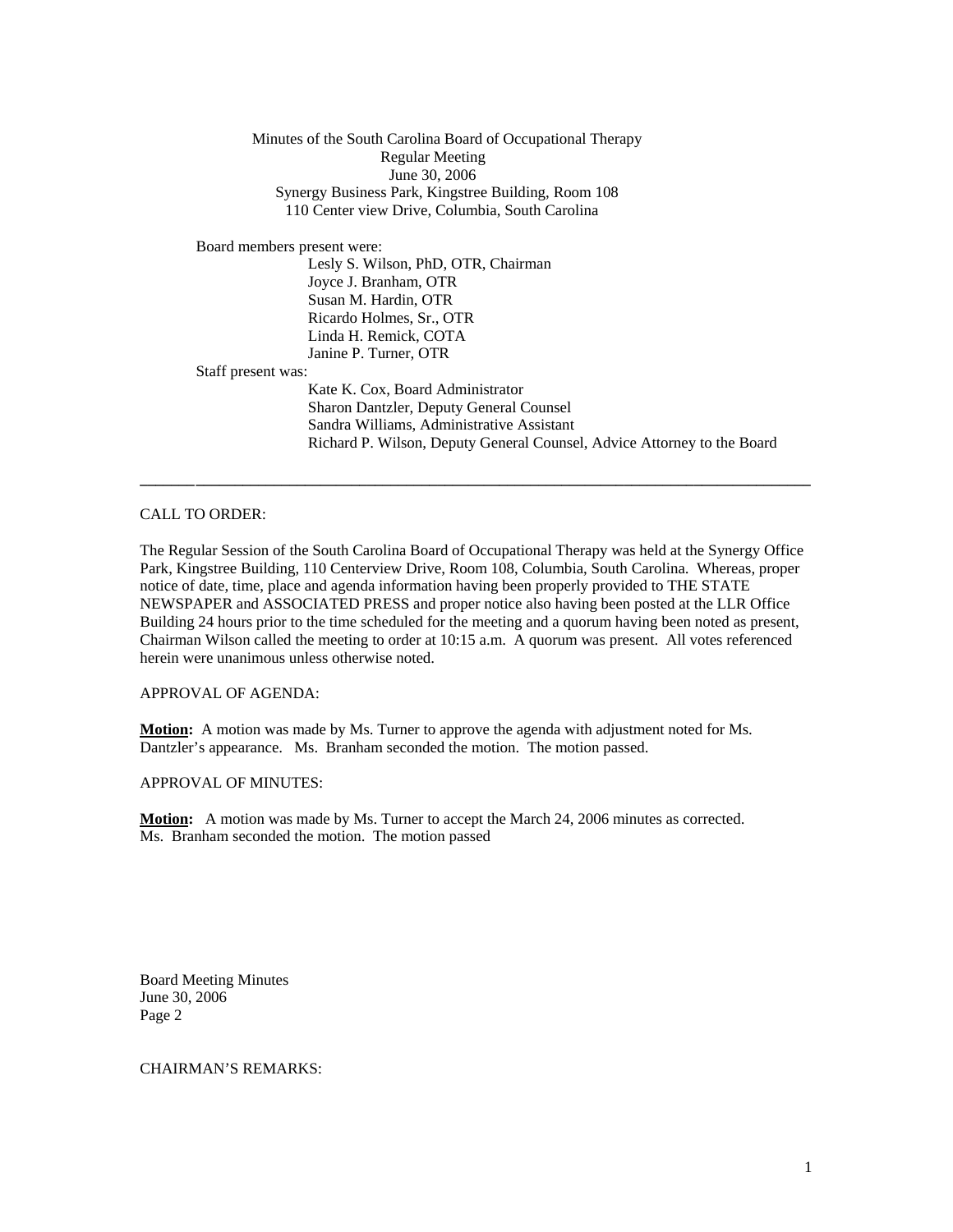Minutes of the South Carolina Board of Occupational Therapy
Regular Meeting
June 30, 2006
Synergy Business Park, Kingstree Building, Room 108
110 Center view Drive, Columbia, South Carolina

Board members present were:

Lesly S. Wilson, PhD, OTR, Chairman
Joyce J. Branham, OTR
Susan M. Hardin, OTR
Ricardo Holmes, Sr., OTR
Linda H. Remick, COTA
Janine P. Turner, OTR

Staff present was:

Kate K. Cox, Board Administrator
Sharon Dantzler, Deputy General Counsel
Sandra Williams, Administrative Assistant
Richard P. Wilson, Deputy General Counsel, Advice Attorney to the Board

---

CALL TO ORDER:

The Regular Session of the South Carolina Board of Occupational Therapy was held at the Synergy Office Park, Kingstree Building, 110 Centerview Drive, Room 108, Columbia, South Carolina. Whereas, proper notice of date, time, place and agenda information having been properly provided to THE STATE NEWSPAPER and ASSOCIATED PRESS and proper notice also having been posted at the LLR Office Building 24 hours prior to the time scheduled for the meeting and a quorum having been noted as present, Chairman Wilson called the meeting to order at 10:15 a.m. A quorum was present. All votes referenced herein were unanimous unless otherwise noted.

APPROVAL OF AGENDA:

**Motion:** A motion was made by Ms. Turner to approve the agenda with adjustment noted for Ms. Dantzler's appearance. Ms. Branham seconded the motion. The motion passed.

APPROVAL OF MINUTES:

**Motion:** A motion was made by Ms. Turner to accept the March 24, 2006 minutes as corrected. Ms. Branham seconded the motion. The motion passed

CHAIRMAN'S REMARKS: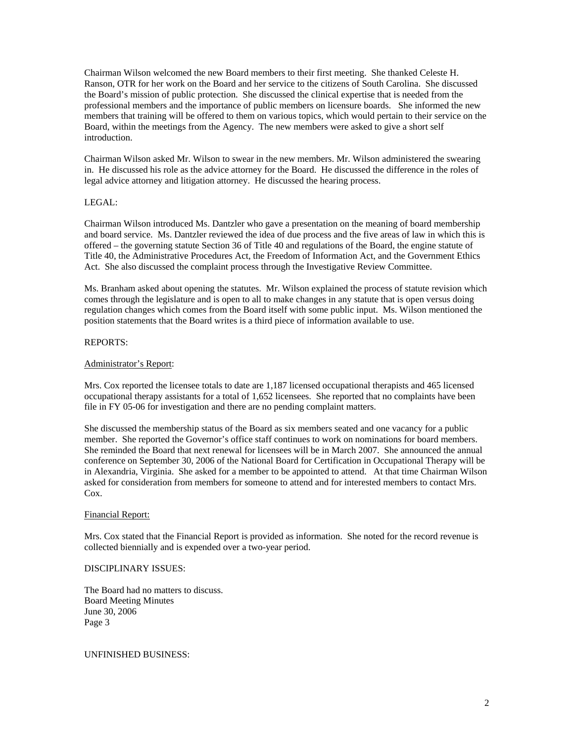Chairman Wilson welcomed the new Board members to their first meeting. She thanked Celeste H. Ranson, OTR for her work on the Board and her service to the citizens of South Carolina. She discussed the Board's mission of public protection. She discussed the clinical expertise that is needed from the professional members and the importance of public members on licensure boards. She informed the new members that training will be offered to them on various topics, which would pertain to their service on the Board, within the meetings from the Agency. The new members were asked to give a short self introduction.

Chairman Wilson asked Mr. Wilson to swear in the new members. Mr. Wilson administered the swearing in. He discussed his role as the advice attorney for the Board. He discussed the difference in the roles of legal advice attorney and litigation attorney. He discussed the hearing process.

LEGAL:

Chairman Wilson introduced Ms. Dantzler who gave a presentation on the meaning of board membership and board service. Ms. Dantzler reviewed the idea of due process and the five areas of law in which this is offered – the governing statute Section 36 of Title 40 and regulations of the Board, the engine statute of Title 40, the Administrative Procedures Act, the Freedom of Information Act, and the Government Ethics Act. She also discussed the complaint process through the Investigative Review Committee.

Ms. Branham asked about opening the statutes. Mr. Wilson explained the process of statute revision which comes through the legislature and is open to all to make changes in any statute that is open versus doing regulation changes which comes from the Board itself with some public input. Ms. Wilson mentioned the position statements that the Board writes is a third piece of information available to use.

REPORTS:

Administrator's Report:

Mrs. Cox reported the licensee totals to date are 1,187 licensed occupational therapists and 465 licensed occupational therapy assistants for a total of 1,652 licensees. She reported that no complaints have been file in FY 05-06 for investigation and there are no pending complaint matters.

She discussed the membership status of the Board as six members seated and one vacancy for a public member. She reported the Governor's office staff continues to work on nominations for board members. She reminded the Board that next renewal for licensees will be in March 2007. She announced the annual conference on September 30, 2006 of the National Board for Certification in Occupational Therapy will be in Alexandria, Virginia. She asked for a member to be appointed to attend. At that time Chairman Wilson asked for consideration from members for someone to attend and for interested members to contact Mrs. Cox.

Financial Report:

Mrs. Cox stated that the Financial Report is provided as information. She noted for the record revenue is collected biennially and is expended over a two-year period.

DISCIPLINARY ISSUES:

The Board had no matters to discuss.

UNFINISHED BUSINESS: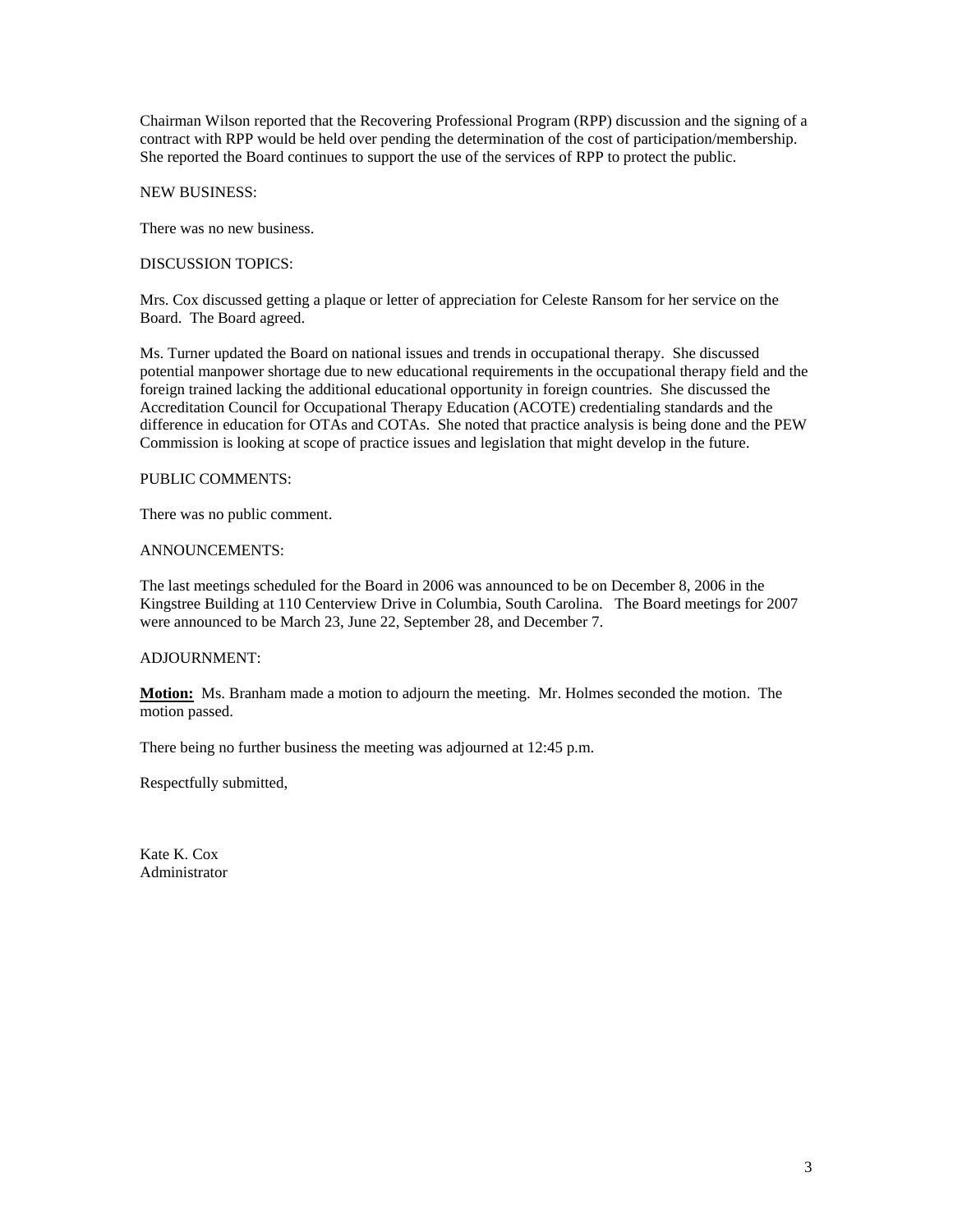Chairman Wilson reported that the Recovering Professional Program (RPP) discussion and the signing of a contract with RPP would be held over pending the determination of the cost of participation/membership. She reported the Board continues to support the use of the services of RPP to protect the public.

NEW BUSINESS:

There was no new business.

DISCUSSION TOPICS:

Mrs. Cox discussed getting a plaque or letter of appreciation for Celeste Ransom for her service on the Board. The Board agreed.

Ms. Turner updated the Board on national issues and trends in occupational therapy. She discussed potential manpower shortage due to new educational requirements in the occupational therapy field and the foreign trained lacking the additional educational opportunity in foreign countries. She discussed the Accreditation Council for Occupational Therapy Education (ACOTE) credentialing standards and the difference in education for OTAs and COTAs. She noted that practice analysis is being done and the PEW Commission is looking at scope of practice issues and legislation that might develop in the future.

PUBLIC COMMENTS:

There was no public comment.

ANNOUNCEMENTS:

The last meetings scheduled for the Board in 2006 was announced to be on December 8, 2006 in the Kingstree Building at 110 Centerview Drive in Columbia, South Carolina. The Board meetings for 2007 were announced to be March 23, June 22, September 28, and December 7.

ADJOURNMENT:

**Motion:** Ms. Branham made a motion to adjourn the meeting. Mr. Holmes seconded the motion. The motion passed.

There being no further business the meeting was adjourned at 12:45 p.m.

Respectfully submitted,

Kate K. Cox
Administrator